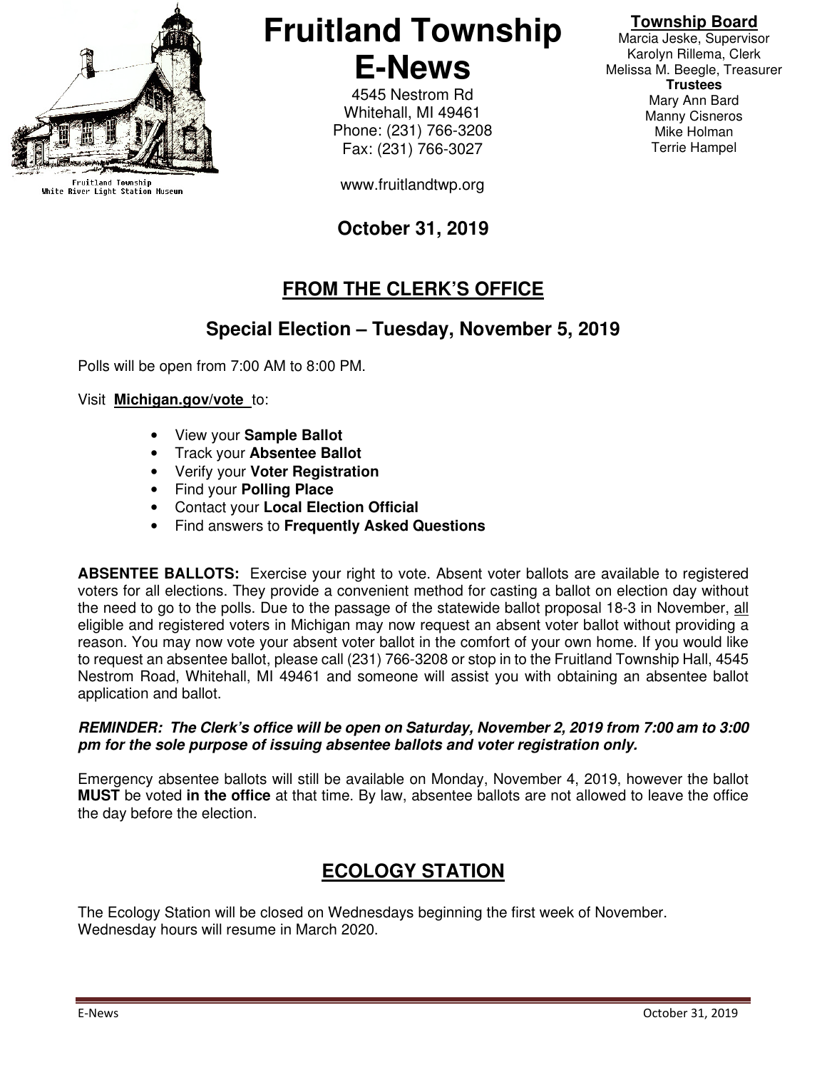Fruitland Township
White River Light Station Museum

# Fruitland Township E-News

4545 Nestrom Rd
Whitehall, MI 49461
Phone: (231) 766-3208
Fax: (231) 766-3027

www.fruitlandtwp.org

**Township Board**
Marcia Jeske, Supervisor
Karolyn Rillema, Clerk
Melissa M. Beegle, Treasurer
**Trustees**
Mary Ann Bard
Manny Cisneros
Mike Holman
Terrie Hampel

**October 31, 2019**

## FROM THE CLERK'S OFFICE

### Special Election – Tuesday, November 5, 2019

Polls will be open from 7:00 AM to 8:00 PM.

Visit **Michigan.gov/vote** to:

- View your **Sample Ballot**
- Track your **Absentee Ballot**
- Verify your **Voter Registration**
- Find your **Polling Place**
- Contact your **Local Election Official**
- Find answers to **Frequently Asked Questions**

**ABSENTEE BALLOTS:** Exercise your right to vote. Absent voter ballots are available to registered voters for all elections. They provide a convenient method for casting a ballot on election day without the need to go to the polls. Due to the passage of the statewide ballot proposal 18-3 in November, all eligible and registered voters in Michigan may now request an absent voter ballot without providing a reason. You may now vote your absent voter ballot in the comfort of your own home. If you would like to request an absentee ballot, please call (231) 766-3208 or stop in to the Fruitland Township Hall, 4545 Nestrom Road, Whitehall, MI 49461 and someone will assist you with obtaining an absentee ballot application and ballot.

***REMINDER: The Clerk's office will be open on Saturday, November 2, 2019 from 7:00 am to 3:00 pm for the sole purpose of issuing absentee ballots and voter registration only.***

Emergency absentee ballots will still be available on Monday, November 4, 2019, however the ballot **MUST** be voted **in the office** at that time. By law, absentee ballots are not allowed to leave the office the day before the election.

## ECOLOGY STATION

The Ecology Station will be closed on Wednesdays beginning the first week of November.
Wednesday hours will resume in March 2020.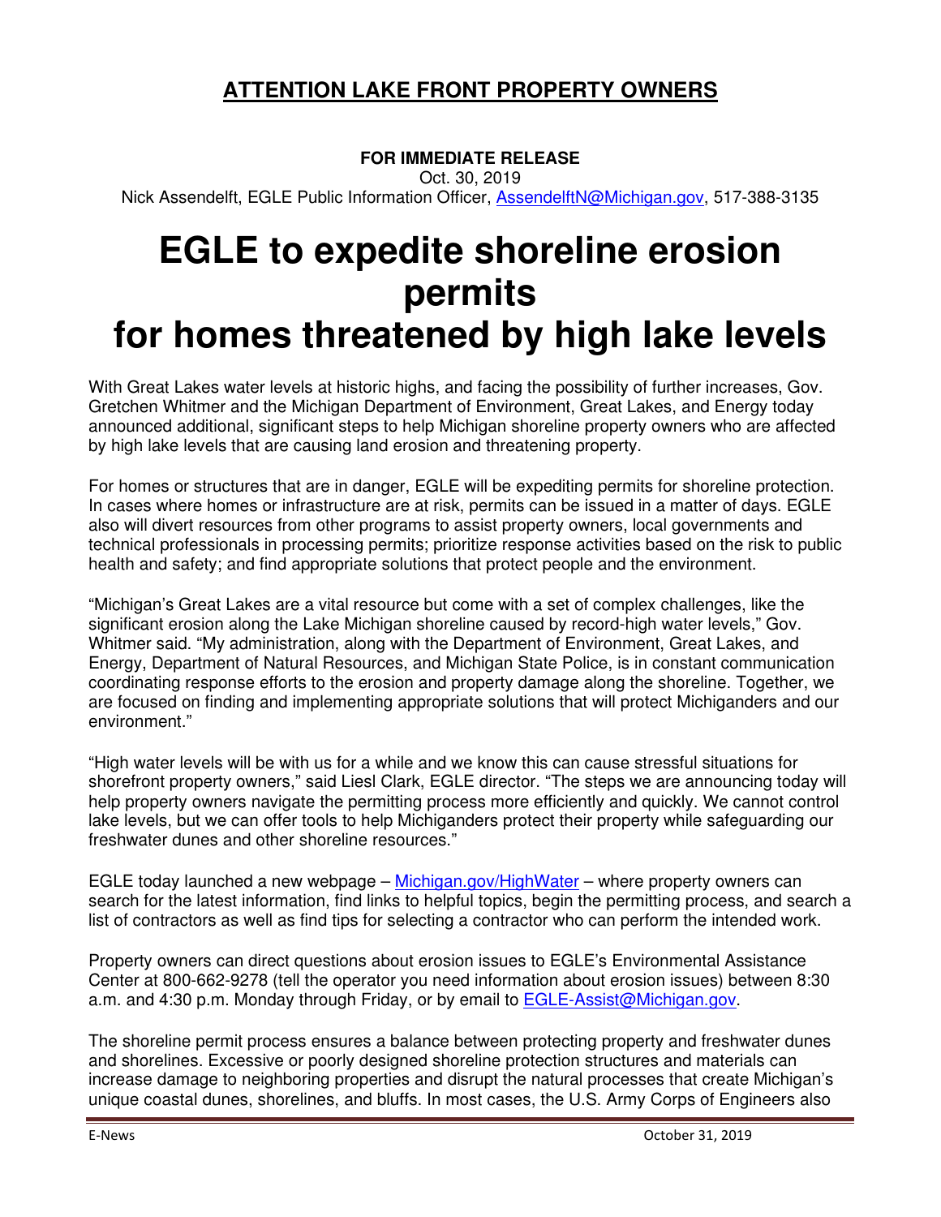## ATTENTION LAKE FRONT PROPERTY OWNERS

**FOR IMMEDIATE RELEASE**

Oct. 30, 2019

Nick Assendelft, EGLE Public Information Officer, AssendelftN@Michigan.gov, 517-388-3135

# EGLE to expedite shoreline erosion permits for homes threatened by high lake levels

With Great Lakes water levels at historic highs, and facing the possibility of further increases, Gov. Gretchen Whitmer and the Michigan Department of Environment, Great Lakes, and Energy today announced additional, significant steps to help Michigan shoreline property owners who are affected by high lake levels that are causing land erosion and threatening property.

For homes or structures that are in danger, EGLE will be expediting permits for shoreline protection. In cases where homes or infrastructure are at risk, permits can be issued in a matter of days. EGLE also will divert resources from other programs to assist property owners, local governments and technical professionals in processing permits; prioritize response activities based on the risk to public health and safety; and find appropriate solutions that protect people and the environment.

"Michigan's Great Lakes are a vital resource but come with a set of complex challenges, like the significant erosion along the Lake Michigan shoreline caused by record-high water levels," Gov. Whitmer said. "My administration, along with the Department of Environment, Great Lakes, and Energy, Department of Natural Resources, and Michigan State Police, is in constant communication coordinating response efforts to the erosion and property damage along the shoreline. Together, we are focused on finding and implementing appropriate solutions that will protect Michiganders and our environment."

"High water levels will be with us for a while and we know this can cause stressful situations for shorefront property owners," said Liesl Clark, EGLE director. "The steps we are announcing today will help property owners navigate the permitting process more efficiently and quickly. We cannot control lake levels, but we can offer tools to help Michiganders protect their property while safeguarding our freshwater dunes and other shoreline resources."

EGLE today launched a new webpage – Michigan.gov/HighWater – where property owners can search for the latest information, find links to helpful topics, begin the permitting process, and search a list of contractors as well as find tips for selecting a contractor who can perform the intended work.

Property owners can direct questions about erosion issues to EGLE's Environmental Assistance Center at 800-662-9278 (tell the operator you need information about erosion issues) between 8:30 a.m. and 4:30 p.m. Monday through Friday, or by email to EGLE-Assist@Michigan.gov.

The shoreline permit process ensures a balance between protecting property and freshwater dunes and shorelines. Excessive or poorly designed shoreline protection structures and materials can increase damage to neighboring properties and disrupt the natural processes that create Michigan's unique coastal dunes, shorelines, and bluffs. In most cases, the U.S. Army Corps of Engineers also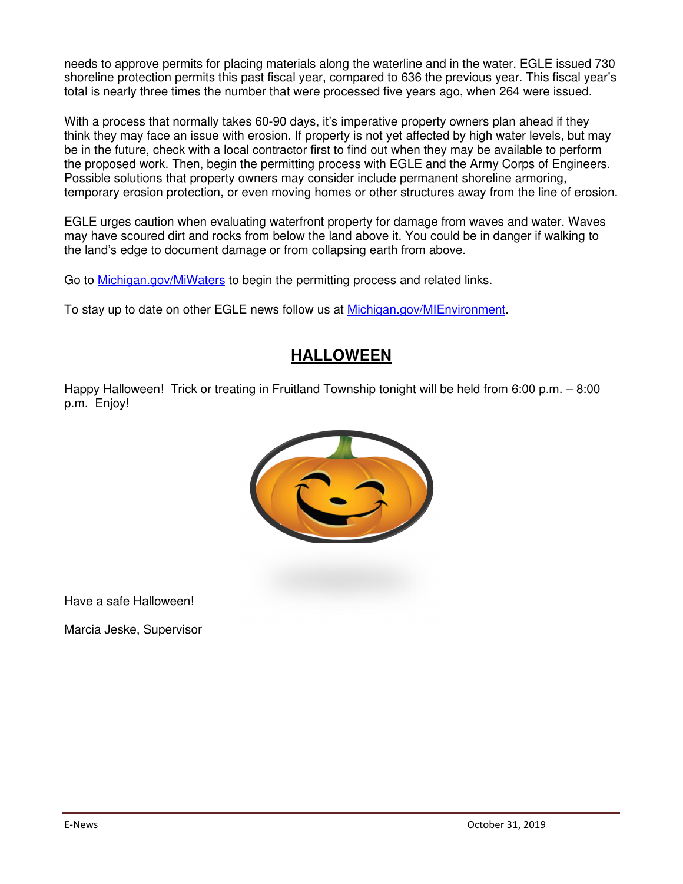needs to approve permits for placing materials along the waterline and in the water. EGLE issued 730 shoreline protection permits this past fiscal year, compared to 636 the previous year. This fiscal year's total is nearly three times the number that were processed five years ago, when 264 were issued.

With a process that normally takes 60-90 days, it's imperative property owners plan ahead if they think they may face an issue with erosion. If property is not yet affected by high water levels, but may be in the future, check with a local contractor first to find out when they may be available to perform the proposed work. Then, begin the permitting process with EGLE and the Army Corps of Engineers. Possible solutions that property owners may consider include permanent shoreline armoring, temporary erosion protection, or even moving homes or other structures away from the line of erosion.

EGLE urges caution when evaluating waterfront property for damage from waves and water. Waves may have scoured dirt and rocks from below the land above it. You could be in danger if walking to the land's edge to document damage or from collapsing earth from above.

Go to [Michigan.gov/MiWaters](Michigan.gov/MiWaters) to begin the permitting process and related links.

To stay up to date on other EGLE news follow us at [Michigan.gov/MIEnvironment](Michigan.gov/MIEnvironment).

## HALLOWEEN

Happy Halloween! Trick or treating in Fruitland Township tonight will be held from 6:00 p.m. – 8:00 p.m. Enjoy!

Have a safe Halloween!

Marcia Jeske, Supervisor